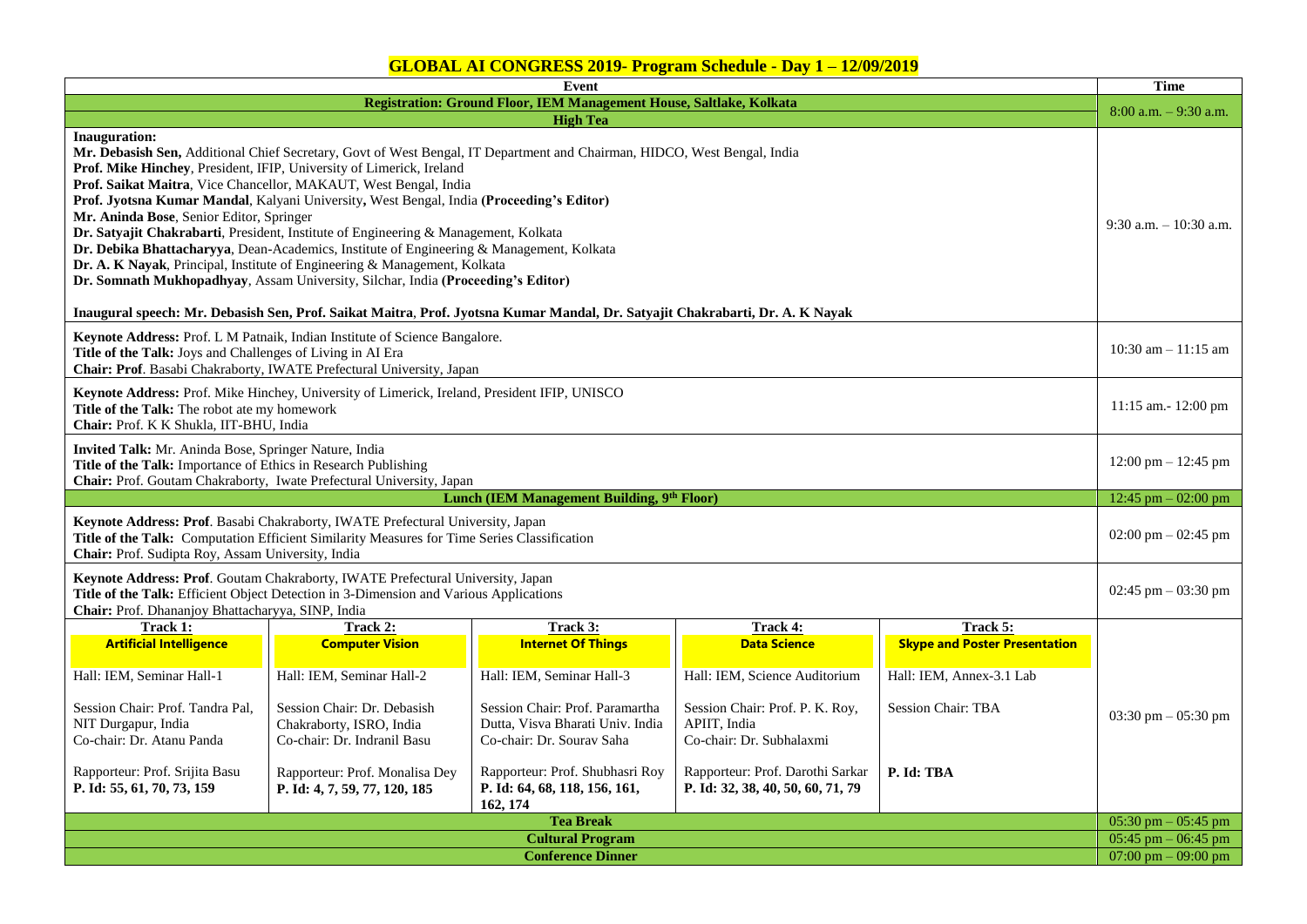# GLOBAL AI CONGRESS 2019- Program Schedule - Day 1 – 12/09/2019

| Event | Time |
|---|---|
| **Registration: Ground Floor, IEM Management House, Saltlake, Kolkata** <br> **High Tea** | 8:00 a.m. – 9:30 a.m. |
| **Inauguration:** <br> **Mr. Debasish Sen,** Additional Chief Secretary, Govt of West Bengal, IT Department and Chairman, HIDCO, West Bengal, India <br> **Prof. Mike Hinchey**, President, IFIP, University of Limerick, Ireland <br> **Prof. Saikat Maitra**, Vice Chancellor, MAKAUT, West Bengal, India <br> **Prof. Jyotsna Kumar Mandal**, Kalyani University**,** West Bengal, India **(Proceeding's Editor)** <br> **Mr. Aninda Bose**, Senior Editor, Springer <br> **Dr. Satyajit Chakrabarti**, President, Institute of Engineering & Management, Kolkata <br> **Dr. Debika Bhattacharyya**, Dean-Academics, Institute of Engineering & Management, Kolkata <br> **Dr. A. K Nayak**, Principal, Institute of Engineering & Management, Kolkata <br> **Dr. Somnath Mukhopadhyay**, Assam University, Silchar, India **(Proceeding's Editor)** <br><br> **Inaugural speech: Mr. Debasish Sen, Prof. Saikat Maitra, Prof. Jyotsna Kumar Mandal, Dr. Satyajit Chakrabarti, Dr. A. K Nayak** | 9:30 a.m. – 10:30 a.m. |
| **Keynote Address:** Prof. L M Patnaik, Indian Institute of Science Bangalore. <br> **Title of the Talk:** Joys and Challenges of Living in AI Era <br> **Chair: Prof**. Basabi Chakraborty, IWATE Prefectural University, Japan | 10:30 am – 11:15 am |
| **Keynote Address:** Prof. Mike Hinchey, University of Limerick, Ireland, President IFIP, UNISCO <br> **Title of the Talk:** The robot ate my homework <br> **Chair:** Prof. K K Shukla, IIT-BHU, India | 11:15 am.- 12:00 pm |
| **Invited Talk:** Mr. Aninda Bose, Springer Nature, India <br> **Title of the Talk:** Importance of Ethics in Research Publishing <br> **Chair:** Prof. Goutam Chakraborty, Iwate Prefectural University, Japan | 12:00 pm – 12:45 pm |
| **Lunch (IEM Management Building, 9th Floor)** | 12:45 pm – 02:00 pm |
| **Keynote Address: Prof**. Basabi Chakraborty, IWATE Prefectural University, Japan <br> **Title of the Talk:** Computation Efficient Similarity Measures for Time Series Classification <br> **Chair:** Prof. Sudipta Roy, Assam University, India | 02:00 pm – 02:45 pm |
| **Keynote Address: Prof**. Goutam Chakraborty, IWATE Prefectural University, Japan <br> **Title of the Talk:** Efficient Object Detection in 3-Dimension and Various Applications <br> **Chair:** Prof. Dhananjoy Bhattacharyya, SINP, India | 02:45 pm – 03:30 pm |

| Track 1: Artificial Intelligence | Track 2: Computer Vision | Track 3: Internet Of Things | Track 4: Data Science | Track 5: Skype and Poster Presentation | Time |
|---|---|---|---|---|---|
| Hall: IEM, Seminar Hall-1 | Hall: IEM, Seminar Hall-2 | Hall: IEM, Seminar Hall-3 | Hall: IEM, Science Auditorium | Hall: IEM, Annex-3.1 Lab | 03:30 pm – 05:30 pm |
| Session Chair: Prof. Tandra Pal, NIT Durgapur, India <br> Co-chair: Dr. Atanu Panda | Session Chair: Dr. Debasish Chakraborty, ISRO, India <br> Co-chair: Dr. Indranil Basu | Session Chair: Prof. Paramartha Dutta, Visva Bharati Univ. India <br> Co-chair: Dr. Sourav Saha | Session Chair: Prof. P. K. Roy, APIIT, India <br> Co-chair: Dr. Subhalaxmi | Session Chair: TBA | |
| Rapporteur: Prof. Srijita Basu <br> **P. Id: 55, 61, 70, 73, 159** | Rapporteur: Prof. Monalisa Dey <br> **P. Id: 4, 7, 59, 77, 120, 185** | Rapporteur: Prof. Shubhasri Roy <br> **P. Id: 64, 68, 118, 156, 161, 162, 174** | Rapporteur: Prof. Darothi Sarkar <br> **P. Id: 32, 38, 40, 50, 60, 71, 79** | **P. Id: TBA** | |

| Event | Time |
|---|---|
| **Tea Break** | 05:30 pm – 05:45 pm |
| **Cultural Program** | 05:45 pm – 06:45 pm |
| **Conference Dinner** | 07:00 pm – 09:00 pm |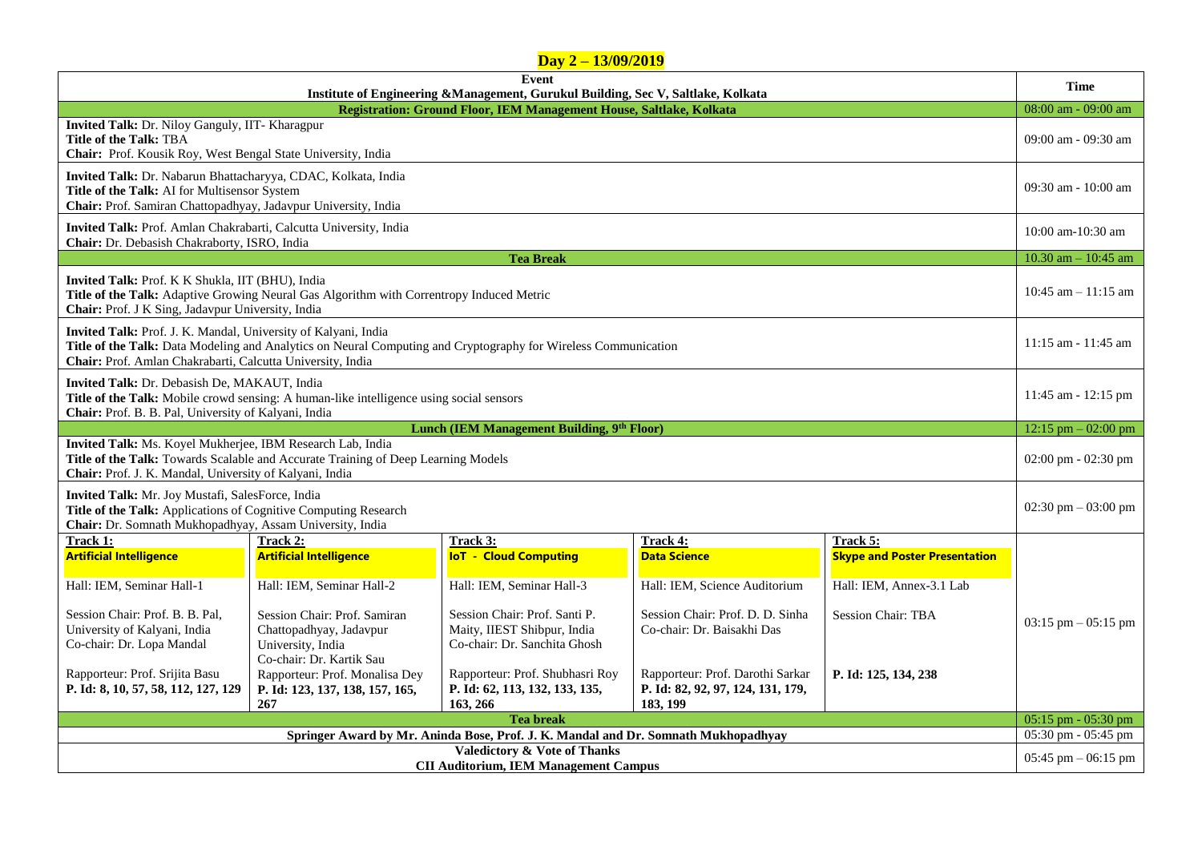## Day 2 – 13/09/2019

| Event<br>Institute of Engineering &Management, Gurukul Building, Sec V, Saltlake, Kolkata | | | | | Time |
|---|---|---|---|---|---|
| **Registration: Ground Floor, IEM Management House, Saltlake, Kolkata** | | | | | 08:00 am - 09:00 am |
| **Invited Talk:** Dr. Niloy Ganguly, IIT- Kharagpur<br>**Title of the Talk:** TBA<br>**Chair:** Prof. Kousik Roy, West Bengal State University, India | | | | | 09:00 am - 09:30 am |
| **Invited Talk:** Dr. Nabarun Bhattacharyya, CDAC, Kolkata, India<br>**Title of the Talk:** AI for Multisensor System<br>**Chair:** Prof. Samiran Chattopadhyay, Jadavpur University, India | | | | | 09:30 am - 10:00 am |
| **Invited Talk:** Prof. Amlan Chakrabarti, Calcutta University, India<br>**Chair:** Dr. Debasish Chakraborty, ISRO, India | | | | | 10:00 am-10:30 am |
| **Tea Break** | | | | | 10.30 am – 10:45 am |
| **Invited Talk:** Prof. K K Shukla, IIT (BHU), India<br>**Title of the Talk:** Adaptive Growing Neural Gas Algorithm with Correntropy Induced Metric<br>**Chair:** Prof. J K Sing, Jadavpur University, India | | | | | 10:45 am – 11:15 am |
| **Invited Talk:** Prof. J. K. Mandal, University of Kalyani, India<br>**Title of the Talk:** Data Modeling and Analytics on Neural Computing and Cryptography for Wireless Communication<br>**Chair:** Prof. Amlan Chakrabarti, Calcutta University, India | | | | | 11:15 am - 11:45 am |
| **Invited Talk:** Dr. Debasish De, MAKAUT, India<br>**Title of the Talk:** Mobile crowd sensing: A human-like intelligence using social sensors<br>**Chair:** Prof. B. B. Pal, University of Kalyani, India | | | | | 11:45 am - 12:15 pm |
| **Lunch (IEM Management Building, 9th Floor)** | | | | | 12:15 pm – 02:00 pm |
| **Invited Talk:** Ms. Koyel Mukherjee, IBM Research Lab, India<br>**Title of the Talk:** Towards Scalable and Accurate Training of Deep Learning Models<br>**Chair:** Prof. J. K. Mandal, University of Kalyani, India | | | | | 02:00 pm - 02:30 pm |
| **Invited Talk:** Mr. Joy Mustafi, SalesForce, India<br>**Title of the Talk:** Applications of Cognitive Computing Research<br>**Chair:** Dr. Somnath Mukhopadhyay, Assam University, India | | | | | 02:30 pm – 03:00 pm |
| **Track 1:**<br>**Artificial Intelligence**<br><br>Hall: IEM, Seminar Hall-1<br><br>Session Chair: Prof. B. B. Pal, University of Kalyani, India<br>Co-chair: Dr. Lopa Mandal<br><br>Rapporteur: Prof. Srijita Basu<br>**P. Id: 8, 10, 57, 58, 112, 127, 129** | **Track 2:**<br>**Artificial Intelligence**<br><br>Hall: IEM, Seminar Hall-2<br><br>Session Chair: Prof. Samiran Chattopadhyay, Jadavpur University, India<br>Co-chair: Dr. Kartik Sau<br><br>Rapporteur: Prof. Monalisa Dey<br>**P. Id: 123, 137, 138, 157, 165, 267** | **Track 3:**<br>**IoT - Cloud Computing**<br><br>Hall: IEM, Seminar Hall-3<br><br>Session Chair: Prof. Santi P. Maity, IIEST Shibpur, India<br>Co-chair: Dr. Sanchita Ghosh<br><br>Rapporteur: Prof. Shubhasri Roy<br>**P. Id: 62, 113, 132, 133, 135, 163, 266** | **Track 4:**<br>**Data Science**<br><br>Hall: IEM, Science Auditorium<br><br>Session Chair: Prof. D. D. Sinha<br>Co-chair: Dr. Baisakhi Das<br><br>Rapporteur: Prof. Darothi Sarkar<br>**P. Id: 82, 92, 97, 124, 131, 179, 183, 199** | **Track 5:**<br>**Skype and Poster Presentation**<br><br>Hall: IEM, Annex-3.1 Lab<br><br>Session Chair: TBA<br><br>**P. Id: 125, 134, 238** | 03:15 pm – 05:15 pm |
| **Tea break** | | | | | 05:15 pm - 05:30 pm |
| **Springer Award by Mr. Aninda Bose, Prof. J. K. Mandal and Dr. Somnath Mukhopadhyay** | | | | | 05:30 pm - 05:45 pm |
| **Valedictory & Vote of Thanks**<br>**CII Auditorium, IEM Management Campus** | | | | | 05:45 pm – 06:15 pm |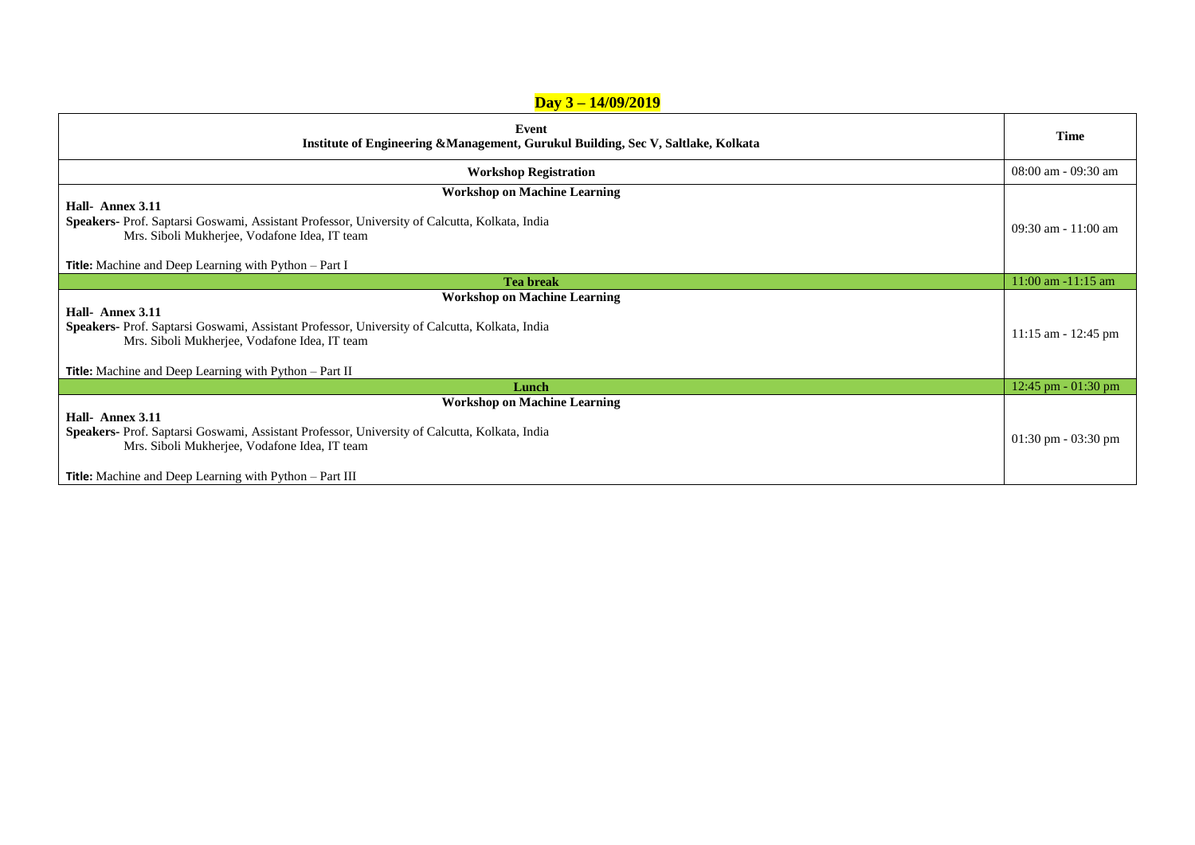## Day 3 – 14/09/2019

| Event<br>Institute of Engineering &Management, Gurukul Building, Sec V, Saltlake, Kolkata | Time |
|---|---|
| **Workshop Registration** | 08:00 am - 09:30 am |
| **Workshop on Machine Learning**<br>**Hall- Annex 3.11**<br>**Speakers-** Prof. Saptarsi Goswami, Assistant Professor, University of Calcutta, Kolkata, India<br>Mrs. Siboli Mukherjee, Vodafone Idea, IT team<br><br>**Title:** Machine and Deep Learning with Python – Part I | 09:30 am - 11:00 am |
| **Tea break** | 11:00 am -11:15 am |
| **Workshop on Machine Learning**<br>**Hall- Annex 3.11**<br>**Speakers-** Prof. Saptarsi Goswami, Assistant Professor, University of Calcutta, Kolkata, India<br>Mrs. Siboli Mukherjee, Vodafone Idea, IT team<br><br>**Title:** Machine and Deep Learning with Python – Part II | 11:15 am - 12:45 pm |
| **Lunch** | 12:45 pm - 01:30 pm |
| **Workshop on Machine Learning**<br>**Hall- Annex 3.11**<br>**Speakers-** Prof. Saptarsi Goswami, Assistant Professor, University of Calcutta, Kolkata, India<br>Mrs. Siboli Mukherjee, Vodafone Idea, IT team<br><br>**Title:** Machine and Deep Learning with Python – Part III | 01:30 pm - 03:30 pm |